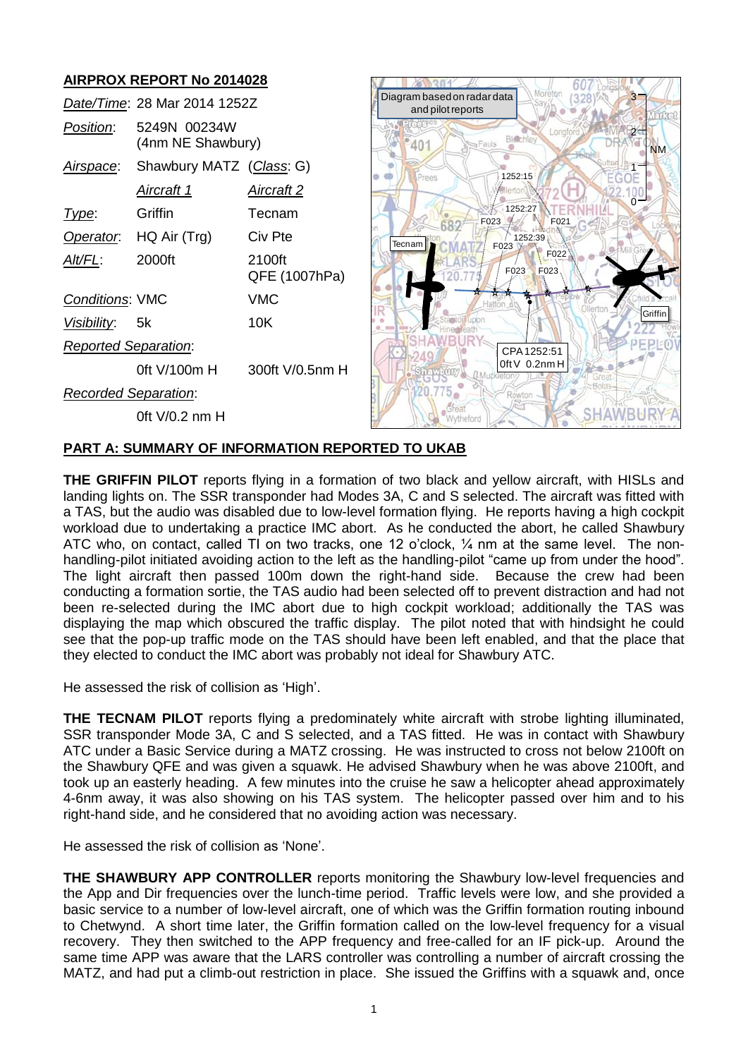## AIRPROX REPORT No 2014028

| | | |
|---|---|---|
| *Date/Time*: | 28 Mar 2014 1252Z | |
| *Position*: | 5249N 00234W (4nm NE Shawbury) | |
| *Airspace*: | Shawbury MATZ (*Class*: G) | |
| | *Aircraft 1* | *Aircraft 2* |
| *Type*: | Griffin | Tecnam |
| *Operator*: | HQ Air (Trg) | Civ Pte |
| *Alt/FL*: | 2000ft | 2100ft QFE (1007hPa) |
| *Conditions*: | VMC | VMC |
| *Visibility*: | 5k | 10K |
| *Reported Separation*: | | |
| | 0ft V/100m H | 300ft V/0.5nm H |
| *Recorded Separation*: | | |
| | 0ft V/0.2 nm H | |

Diagram based on radar data and pilot reports

## PART A: SUMMARY OF INFORMATION REPORTED TO UKAB

**THE GRIFFIN PILOT** reports flying in a formation of two black and yellow aircraft, with HISLs and landing lights on. The SSR transponder had Modes 3A, C and S selected. The aircraft was fitted with a TAS, but the audio was disabled due to low-level formation flying. He reports having a high cockpit workload due to undertaking a practice IMC abort. As he conducted the abort, he called Shawbury ATC who, on contact, called TI on two tracks, one 12 o'clock, ¼ nm at the same level. The non-handling-pilot initiated avoiding action to the left as the handling-pilot "came up from under the hood". The light aircraft then passed 100m down the right-hand side. Because the crew had been conducting a formation sortie, the TAS audio had been selected off to prevent distraction and had not been re-selected during the IMC abort due to high cockpit workload; additionally the TAS was displaying the map which obscured the traffic display. The pilot noted that with hindsight he could see that the pop-up traffic mode on the TAS should have been left enabled, and that the place that they elected to conduct the IMC abort was probably not ideal for Shawbury ATC.

He assessed the risk of collision as 'High'.

**THE TECNAM PILOT** reports flying a predominately white aircraft with strobe lighting illuminated, SSR transponder Mode 3A, C and S selected, and a TAS fitted. He was in contact with Shawbury ATC under a Basic Service during a MATZ crossing. He was instructed to cross not below 2100ft on the Shawbury QFE and was given a squawk. He advised Shawbury when he was above 2100ft, and took up an easterly heading. A few minutes into the cruise he saw a helicopter ahead approximately 4-6nm away, it was also showing on his TAS system. The helicopter passed over him and to his right-hand side, and he considered that no avoiding action was necessary.

He assessed the risk of collision as 'None'.

**THE SHAWBURY APP CONTROLLER** reports monitoring the Shawbury low-level frequencies and the App and Dir frequencies over the lunch-time period. Traffic levels were low, and she provided a basic service to a number of low-level aircraft, one of which was the Griffin formation routing inbound to Chetwynd. A short time later, the Griffin formation called on the low-level frequency for a visual recovery. They then switched to the APP frequency and free-called for an IF pick-up. Around the same time APP was aware that the LARS controller was controlling a number of aircraft crossing the MATZ, and had put a climb-out restriction in place. She issued the Griffins with a squawk and, once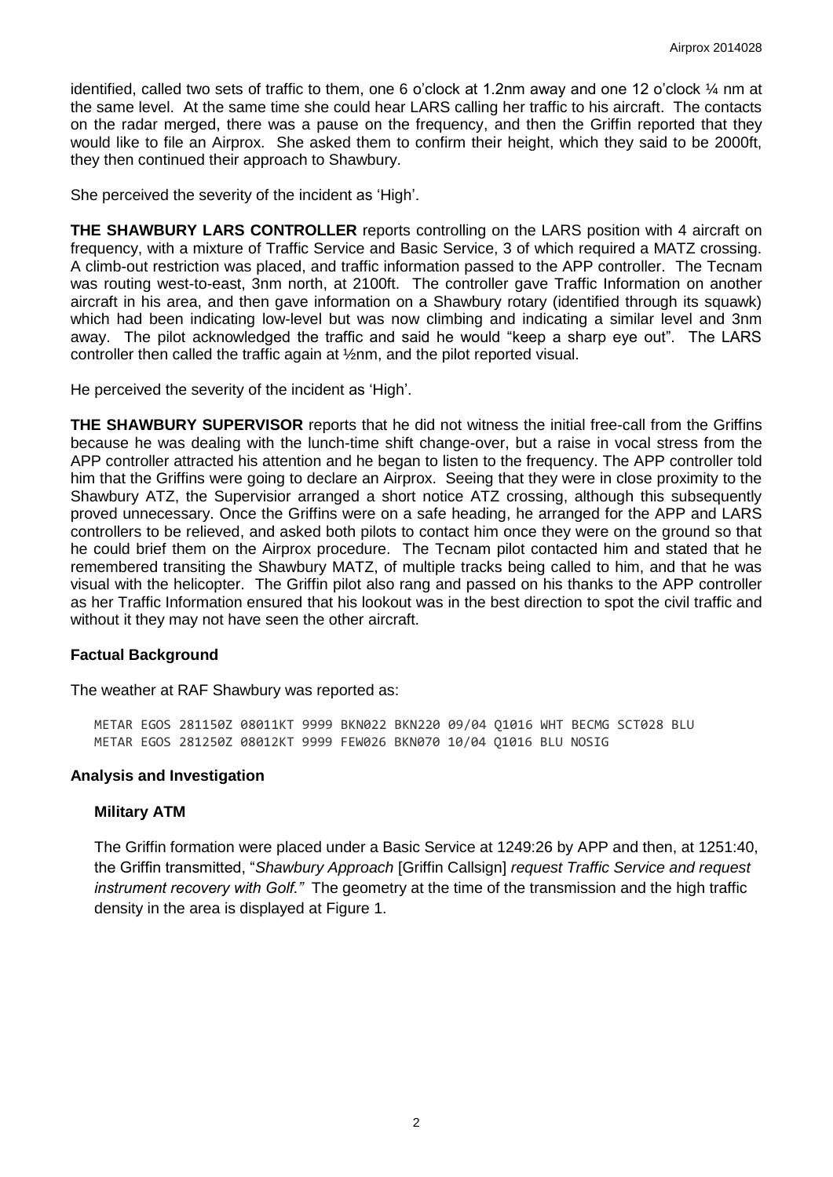identified, called two sets of traffic to them, one 6 o'clock at 1.2nm away and one 12 o'clock ¼ nm at the same level. At the same time she could hear LARS calling her traffic to his aircraft. The contacts on the radar merged, there was a pause on the frequency, and then the Griffin reported that they would like to file an Airprox. She asked them to confirm their height, which they said to be 2000ft, they then continued their approach to Shawbury.

She perceived the severity of the incident as 'High'.

**THE SHAWBURY LARS CONTROLLER** reports controlling on the LARS position with 4 aircraft on frequency, with a mixture of Traffic Service and Basic Service, 3 of which required a MATZ crossing. A climb-out restriction was placed, and traffic information passed to the APP controller. The Tecnam was routing west-to-east, 3nm north, at 2100ft. The controller gave Traffic Information on another aircraft in his area, and then gave information on a Shawbury rotary (identified through its squawk) which had been indicating low-level but was now climbing and indicating a similar level and 3nm away. The pilot acknowledged the traffic and said he would "keep a sharp eye out". The LARS controller then called the traffic again at ½nm, and the pilot reported visual.

He perceived the severity of the incident as 'High'.

**THE SHAWBURY SUPERVISOR** reports that he did not witness the initial free-call from the Griffins because he was dealing with the lunch-time shift change-over, but a raise in vocal stress from the APP controller attracted his attention and he began to listen to the frequency. The APP controller told him that the Griffins were going to declare an Airprox. Seeing that they were in close proximity to the Shawbury ATZ, the Supervisior arranged a short notice ATZ crossing, although this subsequently proved unnecessary. Once the Griffins were on a safe heading, he arranged for the APP and LARS controllers to be relieved, and asked both pilots to contact him once they were on the ground so that he could brief them on the Airprox procedure. The Tecnam pilot contacted him and stated that he remembered transiting the Shawbury MATZ, of multiple tracks being called to him, and that he was visual with the helicopter. The Griffin pilot also rang and passed on his thanks to the APP controller as her Traffic Information ensured that his lookout was in the best direction to spot the civil traffic and without it they may not have seen the other aircraft.

## Factual Background

The weather at RAF Shawbury was reported as:

```
METAR EGOS 281150Z 08011KT 9999 BKN022 BKN220 09/04 Q1016 WHT BECMG SCT028 BLU
METAR EGOS 281250Z 08012KT 9999 FEW026 BKN070 10/04 Q1016 BLU NOSIG
```

## Analysis and Investigation

### Military ATM

The Griffin formation were placed under a Basic Service at 1249:26 by APP and then, at 1251:40, the Griffin transmitted, "*Shawbury Approach* [Griffin Callsign] *request Traffic Service and request instrument recovery with Golf."* The geometry at the time of the transmission and the high traffic density in the area is displayed at Figure 1.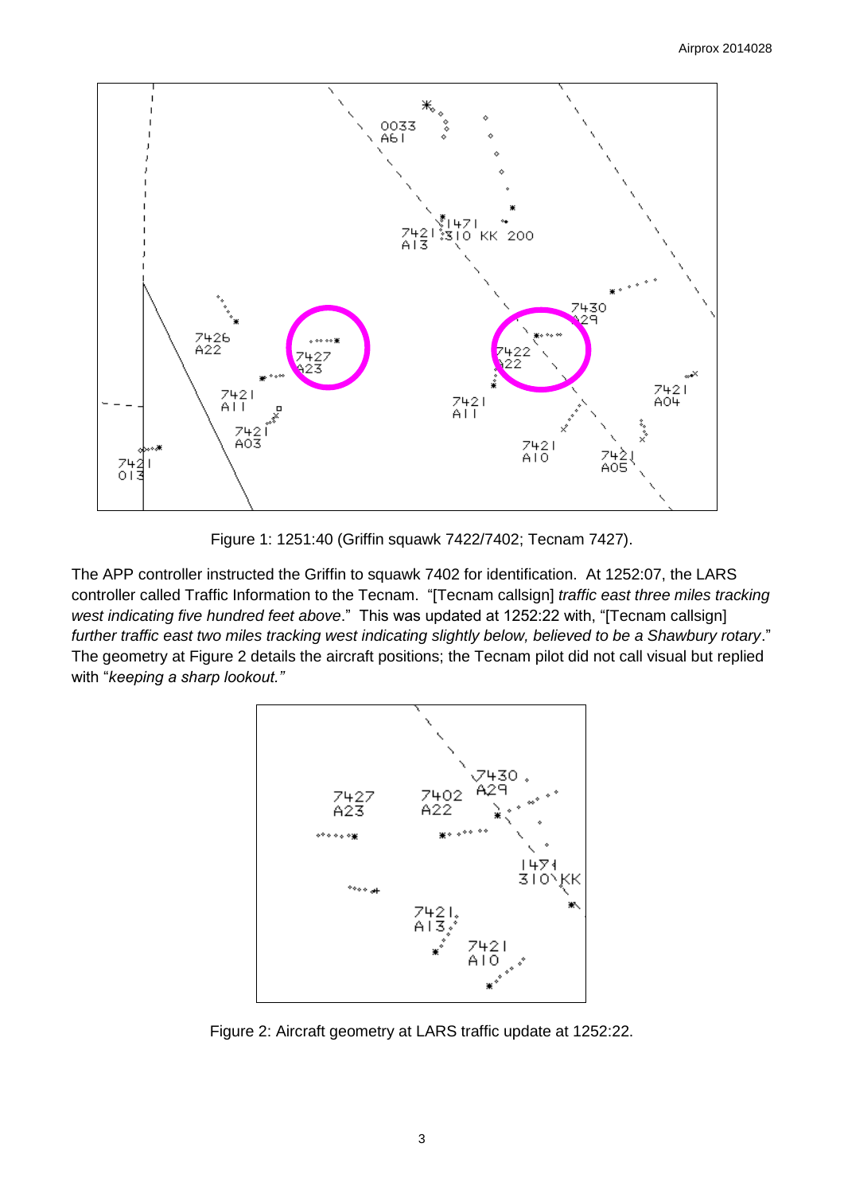Figure 1: 1251:40 (Griffin squawk 7422/7402; Tecnam 7427).

The APP controller instructed the Griffin to squawk 7402 for identification. At 1252:07, the LARS controller called Traffic Information to the Tecnam. "[Tecnam callsign] *traffic east three miles tracking west indicating five hundred feet above*." This was updated at 1252:22 with, "[Tecnam callsign] *further traffic east two miles tracking west indicating slightly below, believed to be a Shawbury rotary*." The geometry at Figure 2 details the aircraft positions; the Tecnam pilot did not call visual but replied with "*keeping a sharp lookout.*"

Figure 2: Aircraft geometry at LARS traffic update at 1252:22.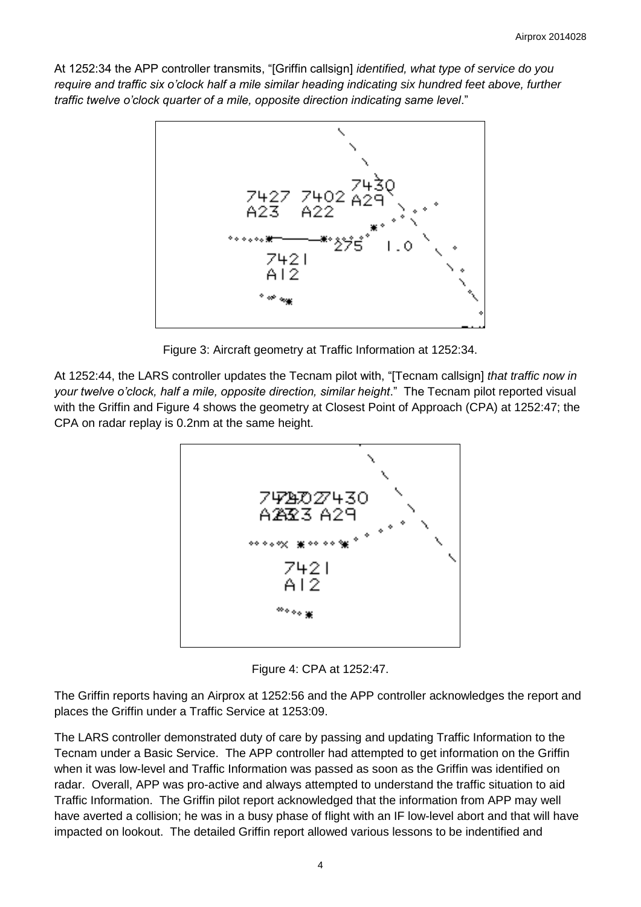At 1252:34 the APP controller transmits, "[Griffin callsign] *identified, what type of service do you require and traffic six o'clock half a mile similar heading indicating six hundred feet above, further traffic twelve o'clock quarter of a mile, opposite direction indicating same level*."

Figure 3: Aircraft geometry at Traffic Information at 1252:34.

At 1252:44, the LARS controller updates the Tecnam pilot with, "[Tecnam callsign] *that traffic now in your twelve o'clock, half a mile, opposite direction, similar height*." The Tecnam pilot reported visual with the Griffin and Figure 4 shows the geometry at Closest Point of Approach (CPA) at 1252:47; the CPA on radar replay is 0.2nm at the same height.

Figure 4: CPA at 1252:47.

The Griffin reports having an Airprox at 1252:56 and the APP controller acknowledges the report and places the Griffin under a Traffic Service at 1253:09.

The LARS controller demonstrated duty of care by passing and updating Traffic Information to the Tecnam under a Basic Service. The APP controller had attempted to get information on the Griffin when it was low-level and Traffic Information was passed as soon as the Griffin was identified on radar. Overall, APP was pro-active and always attempted to understand the traffic situation to aid Traffic Information. The Griffin pilot report acknowledged that the information from APP may well have averted a collision; he was in a busy phase of flight with an IF low-level abort and that will have impacted on lookout. The detailed Griffin report allowed various lessons to be indentified and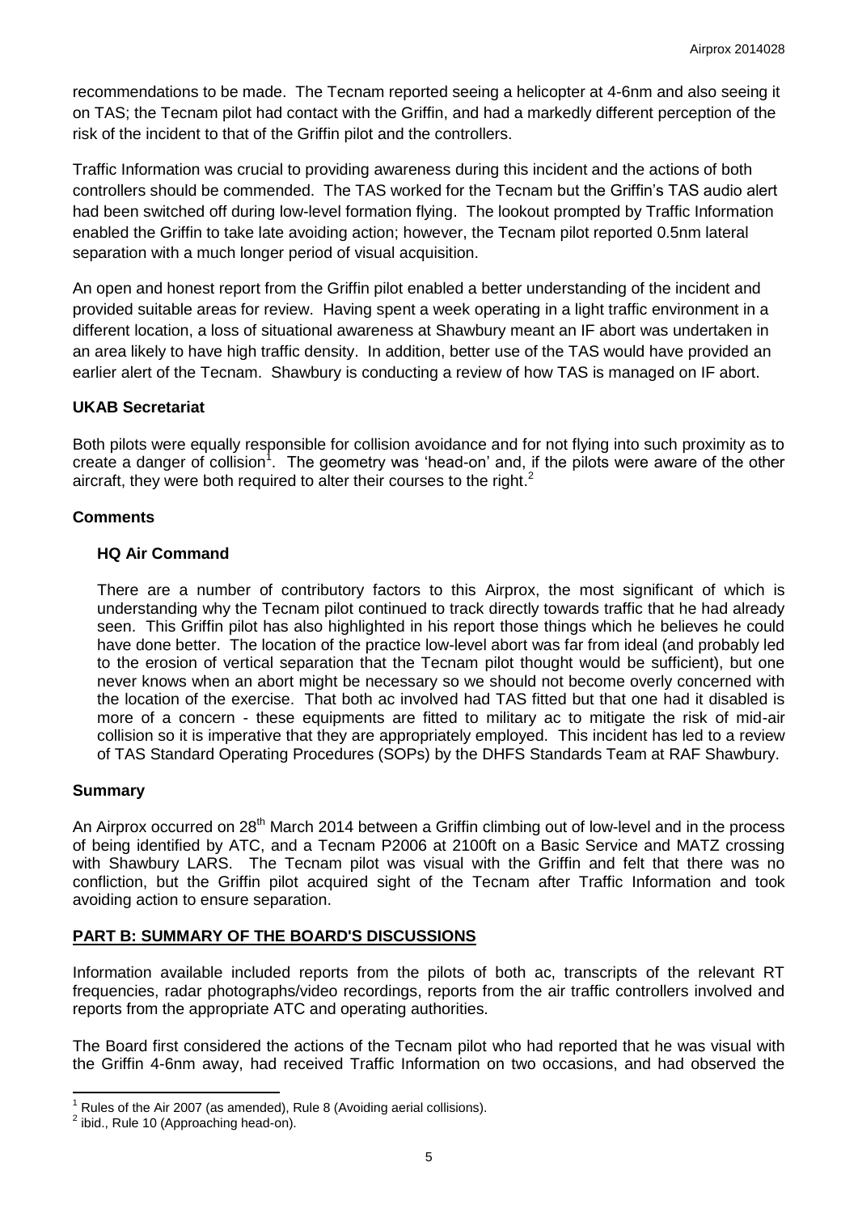recommendations to be made. The Tecnam reported seeing a helicopter at 4-6nm and also seeing it on TAS; the Tecnam pilot had contact with the Griffin, and had a markedly different perception of the risk of the incident to that of the Griffin pilot and the controllers.

Traffic Information was crucial to providing awareness during this incident and the actions of both controllers should be commended. The TAS worked for the Tecnam but the Griffin's TAS audio alert had been switched off during low-level formation flying. The lookout prompted by Traffic Information enabled the Griffin to take late avoiding action; however, the Tecnam pilot reported 0.5nm lateral separation with a much longer period of visual acquisition.

An open and honest report from the Griffin pilot enabled a better understanding of the incident and provided suitable areas for review. Having spent a week operating in a light traffic environment in a different location, a loss of situational awareness at Shawbury meant an IF abort was undertaken in an area likely to have high traffic density. In addition, better use of the TAS would have provided an earlier alert of the Tecnam. Shawbury is conducting a review of how TAS is managed on IF abort.

### UKAB Secretariat

Both pilots were equally responsible for collision avoidance and for not flying into such proximity as to create a danger of collision[1]. The geometry was 'head-on' and, if the pilots were aware of the other aircraft, they were both required to alter their courses to the right.[2]

### Comments

#### HQ Air Command

There are a number of contributory factors to this Airprox, the most significant of which is understanding why the Tecnam pilot continued to track directly towards traffic that he had already seen. This Griffin pilot has also highlighted in his report those things which he believes he could have done better. The location of the practice low-level abort was far from ideal (and probably led to the erosion of vertical separation that the Tecnam pilot thought would be sufficient), but one never knows when an abort might be necessary so we should not become overly concerned with the location of the exercise. That both ac involved had TAS fitted but that one had it disabled is more of a concern - these equipments are fitted to military ac to mitigate the risk of mid-air collision so it is imperative that they are appropriately employed. This incident has led to a review of TAS Standard Operating Procedures (SOPs) by the DHFS Standards Team at RAF Shawbury.

### Summary

An Airprox occurred on 28th March 2014 between a Griffin climbing out of low-level and in the process of being identified by ATC, and a Tecnam P2006 at 2100ft on a Basic Service and MATZ crossing with Shawbury LARS. The Tecnam pilot was visual with the Griffin and felt that there was no confliction, but the Griffin pilot acquired sight of the Tecnam after Traffic Information and took avoiding action to ensure separation.

## PART B: SUMMARY OF THE BOARD'S DISCUSSIONS

Information available included reports from the pilots of both ac, transcripts of the relevant RT frequencies, radar photographs/video recordings, reports from the air traffic controllers involved and reports from the appropriate ATC and operating authorities.

The Board first considered the actions of the Tecnam pilot who had reported that he was visual with the Griffin 4-6nm away, had received Traffic Information on two occasions, and had observed the

---

[1] Rules of the Air 2007 (as amended), Rule 8 (Avoiding aerial collisions).

[2] ibid., Rule 10 (Approaching head-on).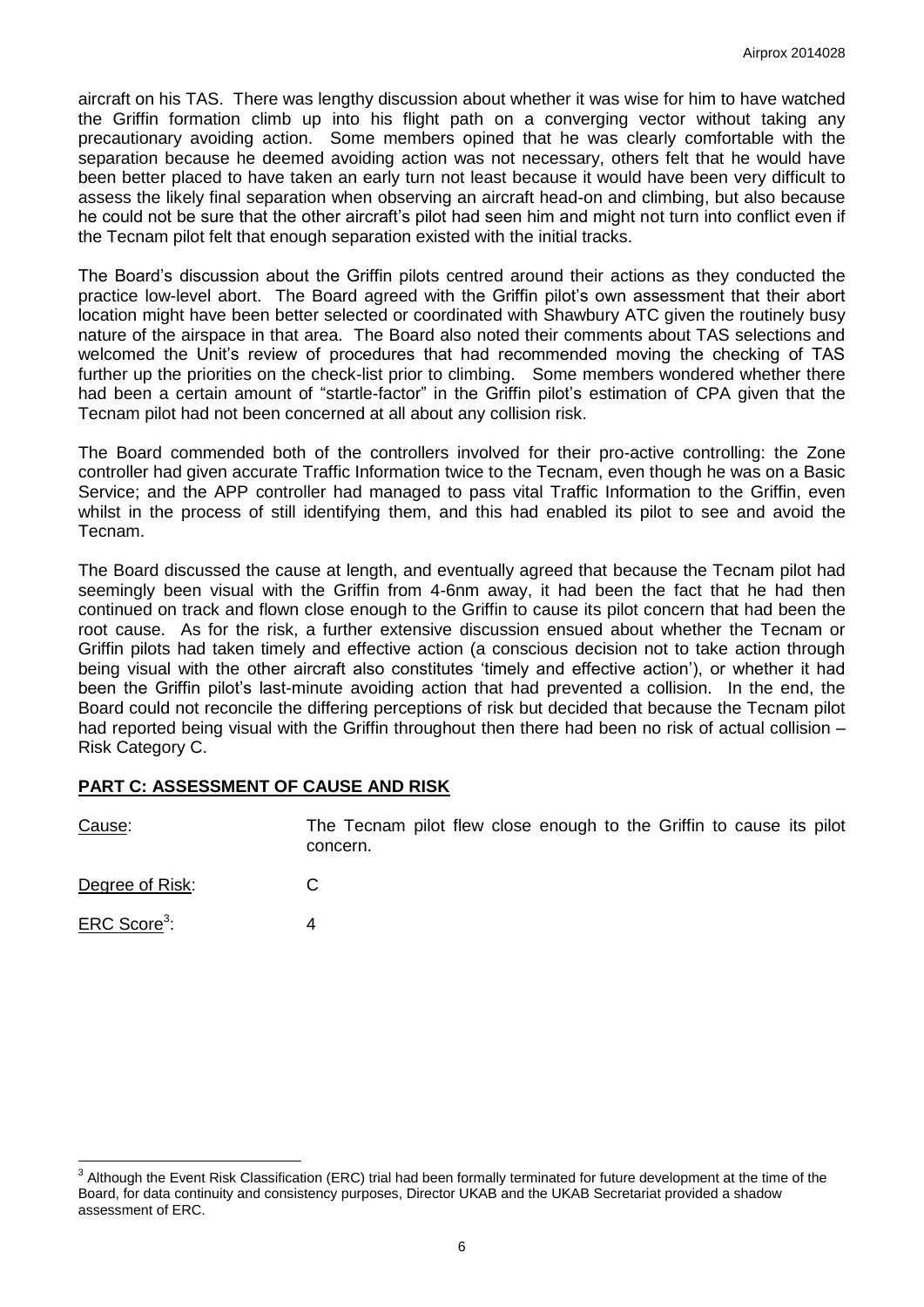aircraft on his TAS. There was lengthy discussion about whether it was wise for him to have watched the Griffin formation climb up into his flight path on a converging vector without taking any precautionary avoiding action. Some members opined that he was clearly comfortable with the separation because he deemed avoiding action was not necessary, others felt that he would have been better placed to have taken an early turn not least because it would have been very difficult to assess the likely final separation when observing an aircraft head-on and climbing, but also because he could not be sure that the other aircraft's pilot had seen him and might not turn into conflict even if the Tecnam pilot felt that enough separation existed with the initial tracks.

The Board's discussion about the Griffin pilots centred around their actions as they conducted the practice low-level abort. The Board agreed with the Griffin pilot's own assessment that their abort location might have been better selected or coordinated with Shawbury ATC given the routinely busy nature of the airspace in that area. The Board also noted their comments about TAS selections and welcomed the Unit's review of procedures that had recommended moving the checking of TAS further up the priorities on the check-list prior to climbing. Some members wondered whether there had been a certain amount of "startle-factor" in the Griffin pilot's estimation of CPA given that the Tecnam pilot had not been concerned at all about any collision risk.

The Board commended both of the controllers involved for their pro-active controlling: the Zone controller had given accurate Traffic Information twice to the Tecnam, even though he was on a Basic Service; and the APP controller had managed to pass vital Traffic Information to the Griffin, even whilst in the process of still identifying them, and this had enabled its pilot to see and avoid the Tecnam.

The Board discussed the cause at length, and eventually agreed that because the Tecnam pilot had seemingly been visual with the Griffin from 4-6nm away, it had been the fact that he had then continued on track and flown close enough to the Griffin to cause its pilot concern that had been the root cause. As for the risk, a further extensive discussion ensued about whether the Tecnam or Griffin pilots had taken timely and effective action (a conscious decision not to take action through being visual with the other aircraft also constitutes 'timely and effective action'), or whether it had been the Griffin pilot's last-minute avoiding action that had prevented a collision. In the end, the Board could not reconcile the differing perceptions of risk but decided that because the Tecnam pilot had reported being visual with the Griffin throughout then there had been no risk of actual collision – Risk Category C.

## PART C: ASSESSMENT OF CAUSE AND RISK

| | |
|---|---|
| Cause: | The Tecnam pilot flew close enough to the Griffin to cause its pilot concern. |
| Degree of Risk: | C |
| ERC Score[3]: | 4 |

[3] Although the Event Risk Classification (ERC) trial had been formally terminated for future development at the time of the Board, for data continuity and consistency purposes, Director UKAB and the UKAB Secretariat provided a shadow assessment of ERC.